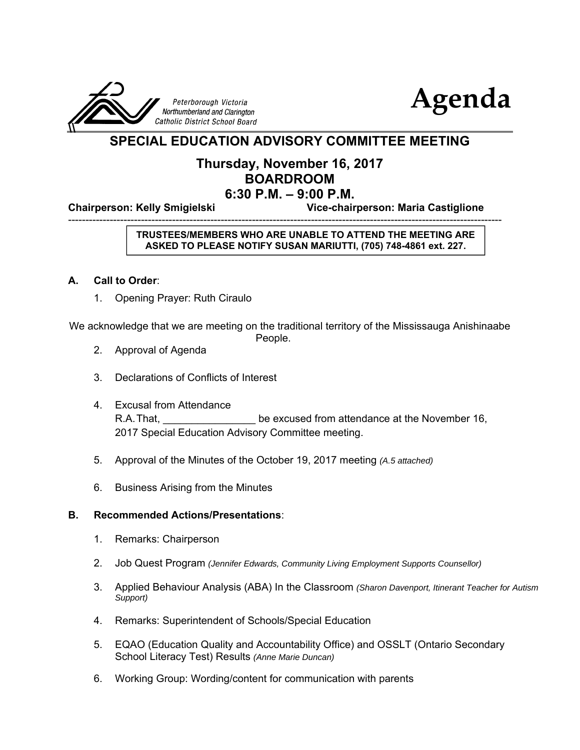Peterborough Victoria Northumberland and Clarington Catholic District School Board

# Agenda

## SPECIAL EDUCATION ADVISORY COMMITTEE MEETING

### Thursday, November 16, 2017
### BOARDROOM
### 6:30 P.M. – 9:00 P.M.

**Chairperson: Kelly Smigielski** **Vice-chairperson: Maria Castiglione**

---

**TRUSTEES/MEMBERS WHO ARE UNABLE TO ATTEND THE MEETING ARE ASKED TO PLEASE NOTIFY SUSAN MARIUTTI, (705) 748-4861 ext. 227.**

**A. Call to Order**:

1. Opening Prayer: Ruth Ciraulo

We acknowledge that we are meeting on the traditional territory of the Mississauga Anishinaabe People.

2. Approval of Agenda

3. Declarations of Conflicts of Interest

4. Excusal from Attendance
   R.A. That, ________________ be excused from attendance at the November 16, 2017 Special Education Advisory Committee meeting.

5. Approval of the Minutes of the October 19, 2017 meeting *(A.5 attached)*

6. Business Arising from the Minutes

**B. Recommended Actions/Presentations**:

1. Remarks: Chairperson

2. Job Quest Program *(Jennifer Edwards, Community Living Employment Supports Counsellor)*

3. Applied Behaviour Analysis (ABA) In the Classroom *(Sharon Davenport, Itinerant Teacher for Autism Support)*

4. Remarks: Superintendent of Schools/Special Education

5. EQAO (Education Quality and Accountability Office) and OSSLT (Ontario Secondary School Literacy Test) Results *(Anne Marie Duncan)*

6. Working Group: Wording/content for communication with parents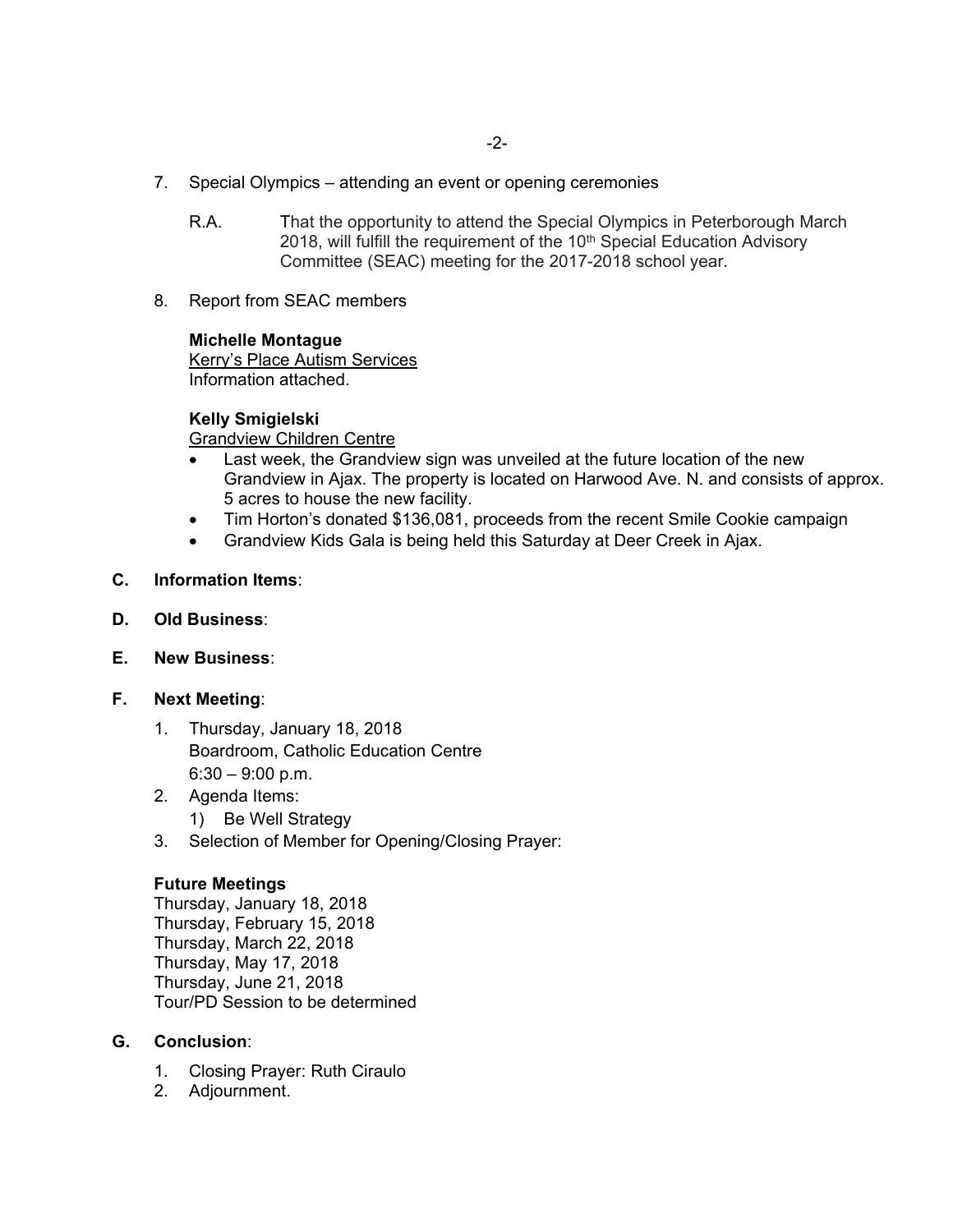7. Special Olympics – attending an event or opening ceremonies

   R.A. That the opportunity to attend the Special Olympics in Peterborough March 2018, will fulfill the requirement of the 10th Special Education Advisory Committee (SEAC) meeting for the 2017-2018 school year.

8. Report from SEAC members

   **Michelle Montague**
   Kerry's Place Autism Services
   Information attached.

   **Kelly Smigielski**
   Grandview Children Centre
   - Last week, the Grandview sign was unveiled at the future location of the new Grandview in Ajax. The property is located on Harwood Ave. N. and consists of approx. 5 acres to house the new facility.
   - Tim Horton's donated $136,081, proceeds from the recent Smile Cookie campaign
   - Grandview Kids Gala is being held this Saturday at Deer Creek in Ajax.

**C. Information Items**:

**D. Old Business**:

**E. New Business**:

**F. Next Meeting**:

1. Thursday, January 18, 2018
   Boardroom, Catholic Education Centre
   6:30 – 9:00 p.m.
2. Agenda Items:
   1) Be Well Strategy
3. Selection of Member for Opening/Closing Prayer:

**Future Meetings**
Thursday, January 18, 2018
Thursday, February 15, 2018
Thursday, March 22, 2018
Thursday, May 17, 2018
Thursday, June 21, 2018
Tour/PD Session to be determined

**G. Conclusion**:

1. Closing Prayer: Ruth Ciraulo
2. Adjournment.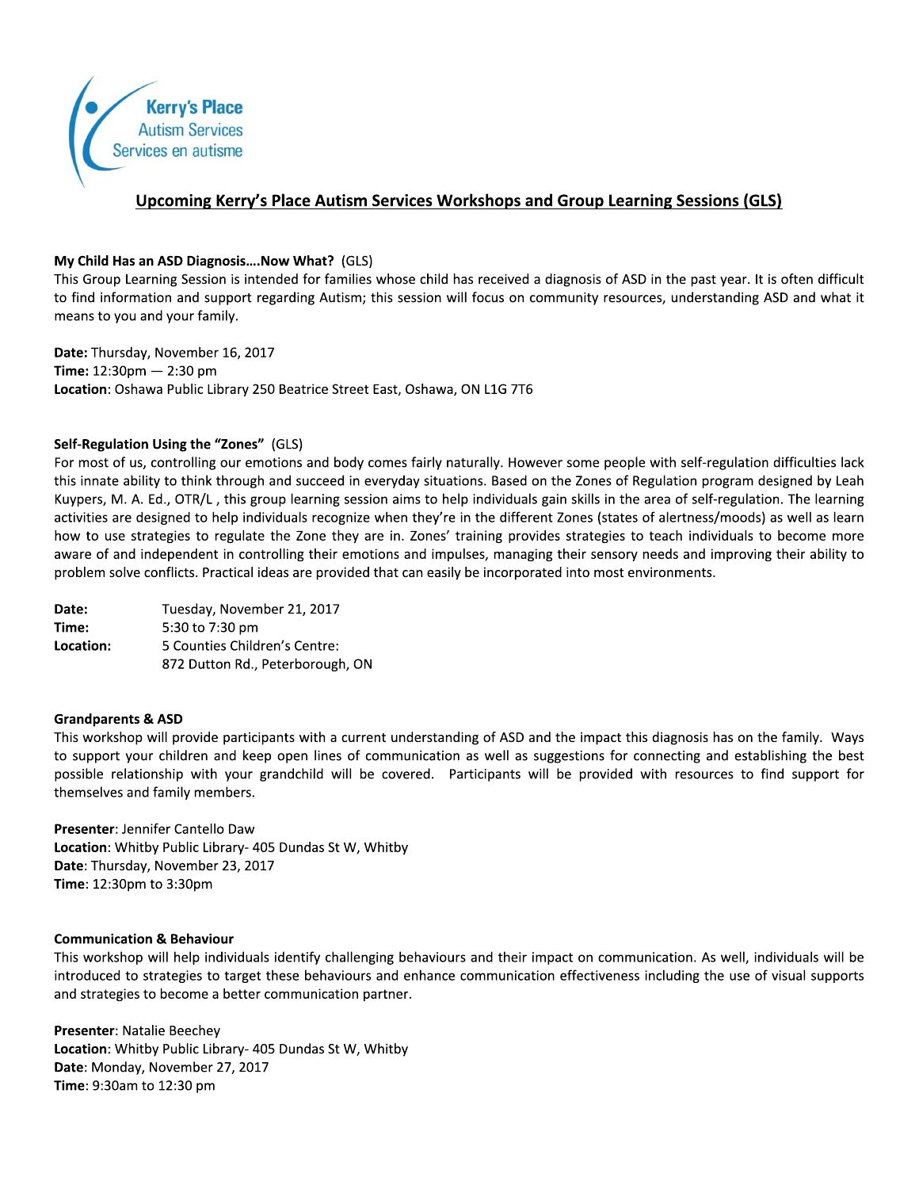Kerry's Place
Autism Services
Services en autisme

## Upcoming Kerry's Place Autism Services Workshops and Group Learning Sessions (GLS)

**My Child Has an ASD Diagnosis....Now What?** (GLS)
This Group Learning Session is intended for families whose child has received a diagnosis of ASD in the past year. It is often difficult to find information and support regarding Autism; this session will focus on community resources, understanding ASD and what it means to you and your family.

**Date:** Thursday, November 16, 2017
**Time:** 12:30pm — 2:30 pm
**Location**: Oshawa Public Library 250 Beatrice Street East, Oshawa, ON L1G 7T6

**Self-Regulation Using the "Zones"** (GLS)
For most of us, controlling our emotions and body comes fairly naturally. However some people with self-regulation difficulties lack this innate ability to think through and succeed in everyday situations. Based on the Zones of Regulation program designed by Leah Kuypers, M. A. Ed., OTR/L , this group learning session aims to help individuals gain skills in the area of self-regulation. The learning activities are designed to help individuals recognize when they're in the different Zones (states of alertness/moods) as well as learn how to use strategies to regulate the Zone they are in. Zones' training provides strategies to teach individuals to become more aware of and independent in controlling their emotions and impulses, managing their sensory needs and improving their ability to problem solve conflicts. Practical ideas are provided that can easily be incorporated into most environments.

**Date:** Tuesday, November 21, 2017
**Time:** 5:30 to 7:30 pm
**Location:** 5 Counties Children's Centre:
872 Dutton Rd., Peterborough, ON

**Grandparents & ASD**
This workshop will provide participants with a current understanding of ASD and the impact this diagnosis has on the family. Ways to support your children and keep open lines of communication as well as suggestions for connecting and establishing the best possible relationship with your grandchild will be covered. Participants will be provided with resources to find support for themselves and family members.

**Presenter**: Jennifer Cantello Daw
**Location**: Whitby Public Library- 405 Dundas St W, Whitby
**Date**: Thursday, November 23, 2017
**Time**: 12:30pm to 3:30pm

**Communication & Behaviour**
This workshop will help individuals identify challenging behaviours and their impact on communication. As well, individuals will be introduced to strategies to target these behaviours and enhance communication effectiveness including the use of visual supports and strategies to become a better communication partner.

**Presenter**: Natalie Beechey
**Location**: Whitby Public Library- 405 Dundas St W, Whitby
**Date**: Monday, November 27, 2017
**Time**: 9:30am to 12:30 pm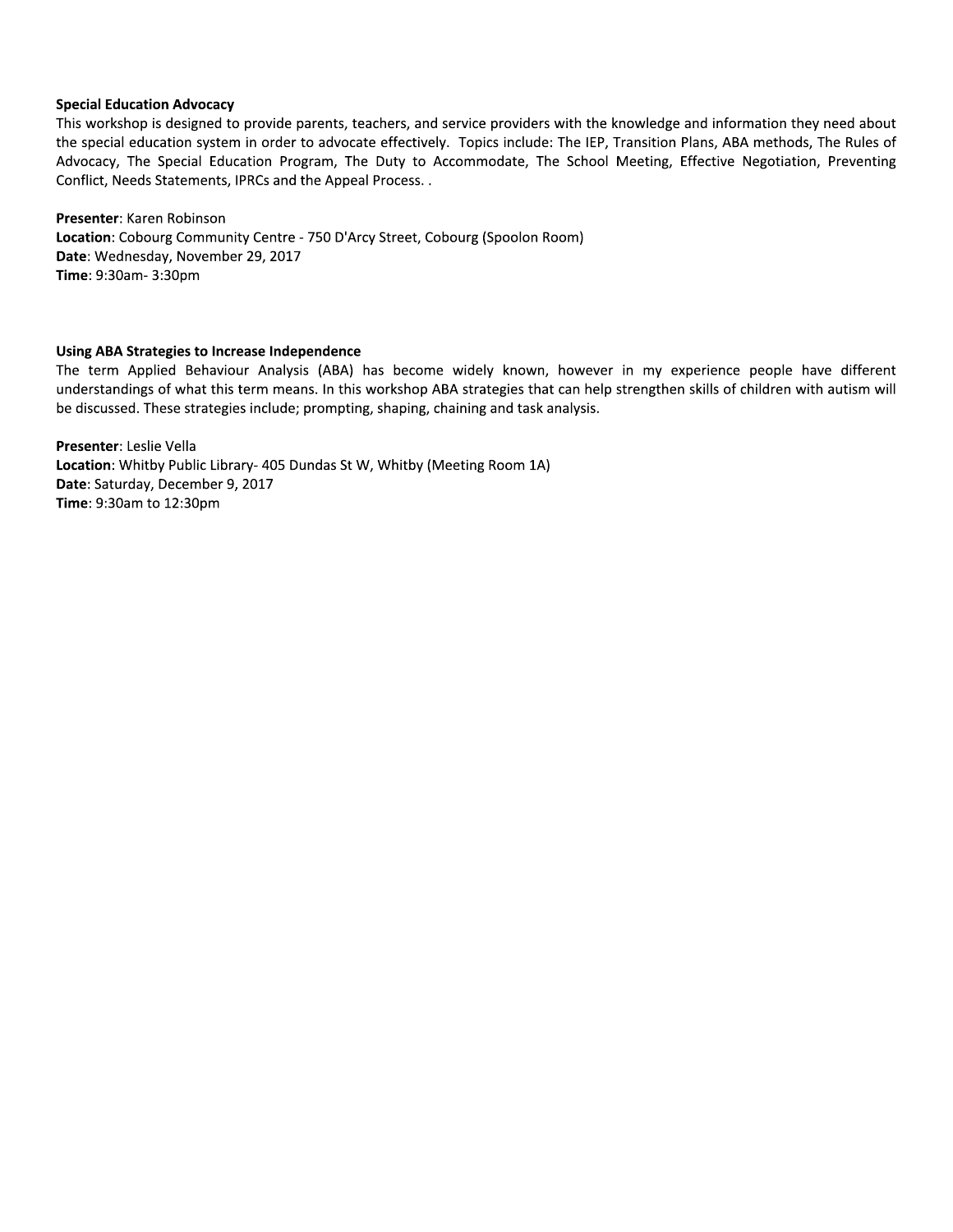**Special Education Advocacy**

This workshop is designed to provide parents, teachers, and service providers with the knowledge and information they need about the special education system in order to advocate effectively. Topics include: The IEP, Transition Plans, ABA methods, The Rules of Advocacy, The Special Education Program, The Duty to Accommodate, The School Meeting, Effective Negotiation, Preventing Conflict, Needs Statements, IPRCs and the Appeal Process. .

**Presenter**: Karen Robinson
**Location**: Cobourg Community Centre - 750 D'Arcy Street, Cobourg (Spoolon Room)
**Date**: Wednesday, November 29, 2017
**Time**: 9:30am- 3:30pm

**Using ABA Strategies to Increase Independence**

The term Applied Behaviour Analysis (ABA) has become widely known, however in my experience people have different understandings of what this term means. In this workshop ABA strategies that can help strengthen skills of children with autism will be discussed. These strategies include; prompting, shaping, chaining and task analysis.

**Presenter**: Leslie Vella
**Location**: Whitby Public Library- 405 Dundas St W, Whitby (Meeting Room 1A)
**Date**: Saturday, December 9, 2017
**Time**: 9:30am to 12:30pm